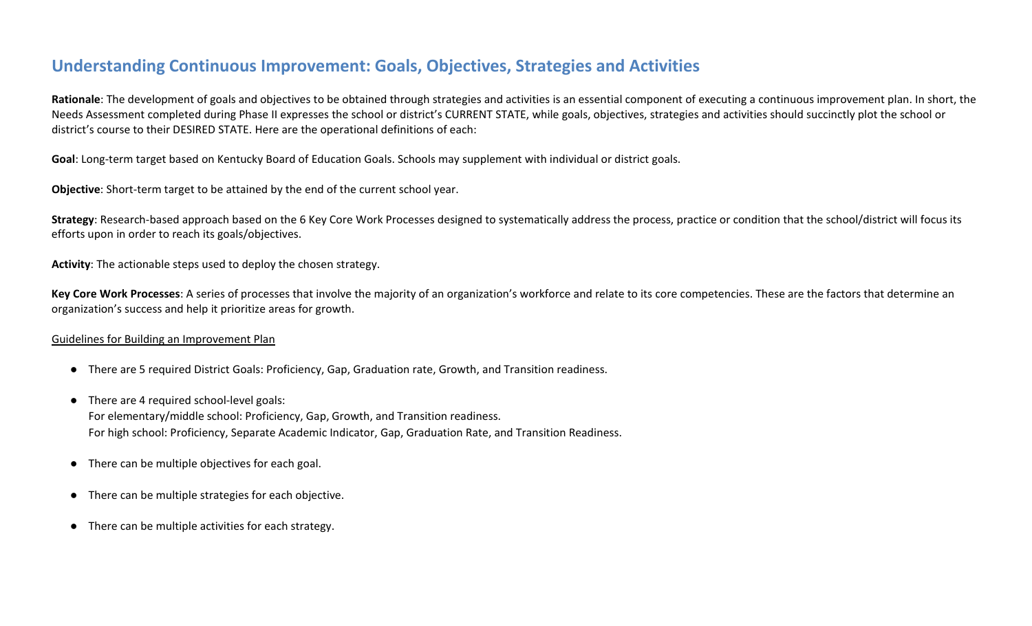# Understanding Continuous Improvement: Goals, Objectives, Strategies and Activities

**Rationale**: The development of goals and objectives to be obtained through strategies and activities is an essential component of executing a continuous improvement plan. In short, the Needs Assessment completed during Phase II expresses the school or district's CURRENT STATE, while goals, objectives, strategies and activities should succinctly plot the school or district's course to their DESIRED STATE. Here are the operational definitions of each:

**Goal**: Long-term target based on Kentucky Board of Education Goals. Schools may supplement with individual or district goals.

**Objective**: Short-term target to be attained by the end of the current school year.

**Strategy**: Research-based approach based on the 6 Key Core Work Processes designed to systematically address the process, practice or condition that the school/district will focus its efforts upon in order to reach its goals/objectives.

**Activity**: The actionable steps used to deploy the chosen strategy.

**Key Core Work Processes**: A series of processes that involve the majority of an organization's workforce and relate to its core competencies. These are the factors that determine an organization's success and help it prioritize areas for growth.

<u>Guidelines for Building an Improvement Plan</u>

- There are 5 required District Goals: Proficiency, Gap, Graduation rate, Growth, and Transition readiness.
- There are 4 required school-level goals:
  For elementary/middle school: Proficiency, Gap, Growth, and Transition readiness.
  For high school: Proficiency, Separate Academic Indicator, Gap, Graduation Rate, and Transition Readiness.
- There can be multiple objectives for each goal.
- There can be multiple strategies for each objective.
- There can be multiple activities for each strategy.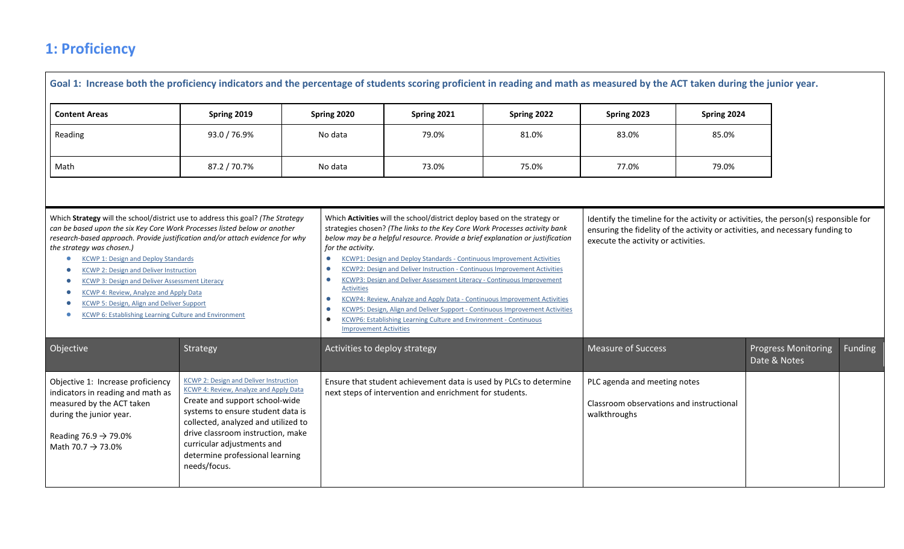## 1: Proficiency

**Goal 1: Increase both the proficiency indicators and the percentage of students scoring proficient in reading and math as measured by the ACT taken during the junior year.**

| Content Areas | Spring 2019 | Spring 2020 | Spring 2021 | Spring 2022 | Spring 2023 | Spring 2024 |
|---|---|---|---|---|---|---|
| Reading | 93.0 / 76.9% | No data | 79.0% | 81.0% | 83.0% | 85.0% |
| Math | 87.2 / 70.7% | No data | 73.0% | 75.0% | 77.0% | 79.0% |

Which **Strategy** will the school/district use to address this goal? *(The Strategy can be based upon the six Key Core Work Processes listed below or another research-based approach. Provide justification and/or attach evidence for why the strategy was chosen.)*

- KCWP 1: Design and Deploy Standards
- KCWP 2: Design and Deliver Instruction
- KCWP 3: Design and Deliver Assessment Literacy
- KCWP 4: Review, Analyze and Apply Data
- KCWP 5: Design, Align and Deliver Support
- KCWP 6: Establishing Learning Culture and Environment

Which **Activities** will the school/district deploy based on the strategy or strategies chosen? *(The links to the Key Core Work Processes activity bank below may be a helpful resource. Provide a brief explanation or justification for the activity.*

- KCWP1: Design and Deploy Standards - Continuous Improvement Activities
- KCWP2: Design and Deliver Instruction - Continuous Improvement Activities
- KCWP3: Design and Deliver Assessment Literacy - Continuous Improvement Activities
- KCWP4: Review, Analyze and Apply Data - Continuous Improvement Activities
- KCWP5: Design, Align and Deliver Support - Continuous Improvement Activities
- KCWP6: Establishing Learning Culture and Environment - Continuous Improvement Activities

Identify the timeline for the activity or activities, the person(s) responsible for ensuring the fidelity of the activity or activities, and necessary funding to execute the activity or activities.

| Objective | Strategy | Activities to deploy strategy | Measure of Success | Progress Monitoring Date & Notes | Funding |
|---|---|---|---|---|---|
| Objective 1: Increase proficiency indicators in reading and math as measured by the ACT taken during the junior year.<br><br>Reading 76.9 → 79.0%<br>Math 70.7 → 73.0% | KCWP 2: Design and Deliver Instruction<br>KCWP 4: Review, Analyze and Apply Data<br>Create and support school-wide systems to ensure student data is collected, analyzed and utilized to drive classroom instruction, make curricular adjustments and determine professional learning needs/focus. | Ensure that student achievement data is used by PLCs to determine next steps of intervention and enrichment for students. | PLC agenda and meeting notes<br><br>Classroom observations and instructional walkthroughs | | |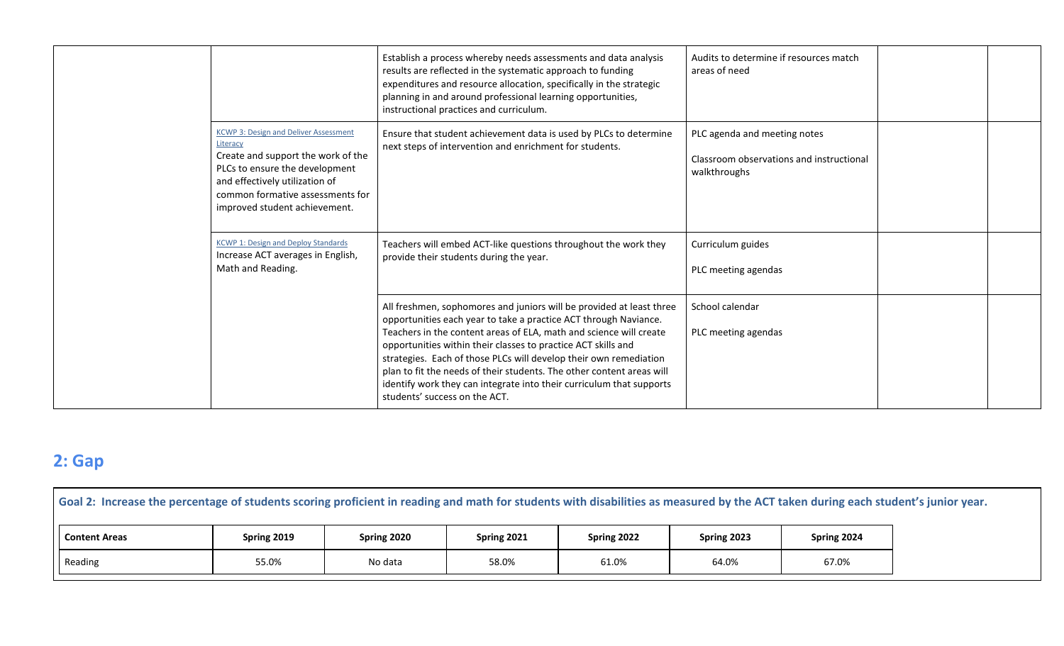| | | | | | |
|---|---|---|---|---|---|
| | | Establish a process whereby needs assessments and data analysis results are reflected in the systematic approach to funding expenditures and resource allocation, specifically in the strategic planning in and around professional learning opportunities, instructional practices and curriculum. | Audits to determine if resources match areas of need | | |
| | KCWP 3: Design and Deliver Assessment Literacy<br>Create and support the work of the PLCs to ensure the development and effectively utilization of common formative assessments for improved student achievement. | Ensure that student achievement data is used by PLCs to determine next steps of intervention and enrichment for students. | PLC agenda and meeting notes<br><br>Classroom observations and instructional walkthroughs | | |
| | KCWP 1: Design and Deploy Standards<br>Increase ACT averages in English, Math and Reading. | Teachers will embed ACT-like questions throughout the work they provide their students during the year. | Curriculum guides<br><br>PLC meeting agendas | | |
| | | All freshmen, sophomores and juniors will be provided at least three opportunities each year to take a practice ACT through Naviance. Teachers in the content areas of ELA, math and science will create opportunities within their classes to practice ACT skills and strategies. Each of those PLCs will develop their own remediation plan to fit the needs of their students. The other content areas will identify work they can integrate into their curriculum that supports students' success on the ACT. | School calendar<br><br>PLC meeting agendas | | |

## 2: Gap

**Goal 2: Increase the percentage of students scoring proficient in reading and math for students with disabilities as measured by the ACT taken during each student's junior year.**

| Content Areas | Spring 2019 | Spring 2020 | Spring 2021 | Spring 2022 | Spring 2023 | Spring 2024 |
|---|---|---|---|---|---|---|
| Reading | 55.0% | No data | 58.0% | 61.0% | 64.0% | 67.0% |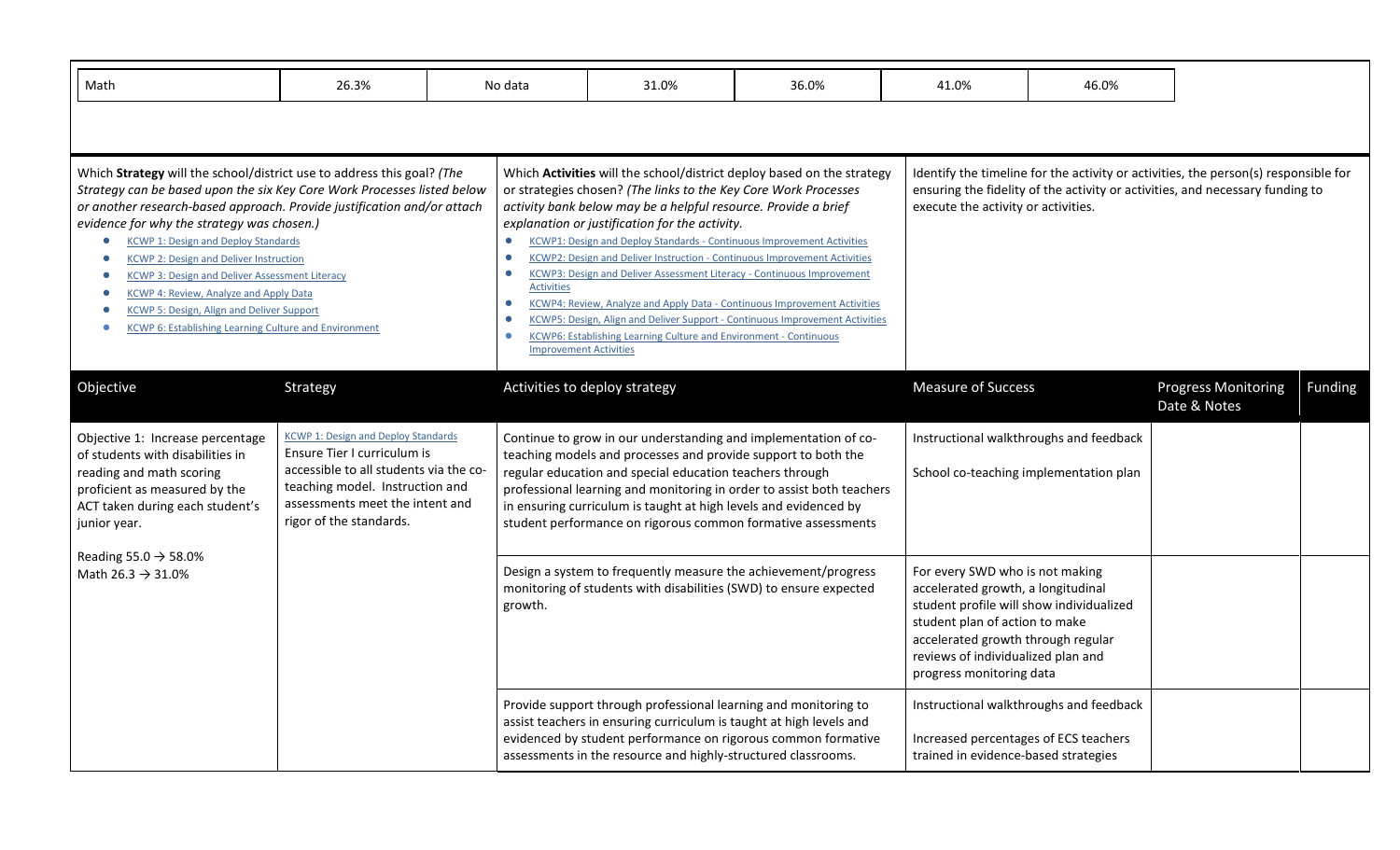| Math | 26.3% | No data | 31.0% | 36.0% | 41.0% | 46.0% |
|---|---|---|---|---|---|---|

| Which **Strategy** will the school/district use to address this goal? *(The Strategy can be based upon the six Key Core Work Processes listed below or another research-based approach. Provide justification and/or attach evidence for why the strategy was chosen.)* | Which **Activities** will the school/district deploy based on the strategy or strategies chosen? *(The links to the Key Core Work Processes activity bank below may be a helpful resource. Provide a brief explanation or justification for the activity.* | Identify the timeline for the activity or activities, the person(s) responsible for ensuring the fidelity of the activity or activities, and necessary funding to execute the activity or activities. |
|---|---|---|
| • KCWP 1: Design and Deploy Standards<br>• KCWP 2: Design and Deliver Instruction<br>• KCWP 3: Design and Deliver Assessment Literacy<br>• KCWP 4: Review, Analyze and Apply Data<br>• KCWP 5: Design, Align and Deliver Support<br>• KCWP 6: Establishing Learning Culture and Environment | • KCWP1: Design and Deploy Standards - Continuous Improvement Activities<br>• KCWP2: Design and Deliver Instruction - Continuous Improvement Activities<br>• KCWP3: Design and Deliver Assessment Literacy - Continuous Improvement Activities<br>• KCWP4: Review, Analyze and Apply Data - Continuous Improvement Activities<br>• KCWP5: Design, Align and Deliver Support - Continuous Improvement Activities<br>• KCWP6: Establishing Learning Culture and Environment - Continuous Improvement Activities | |

| Objective | Strategy | Activities to deploy strategy | Measure of Success | Progress Monitoring Date & Notes | Funding |
|---|---|---|---|---|---|
| Objective 1: Increase percentage of students with disabilities in reading and math scoring proficient as measured by the ACT taken during each student's junior year.<br><br>Reading 55.0 → 58.0%<br>Math 26.3 → 31.0% | KCWP 1: Design and Deploy Standards<br>Ensure Tier I curriculum is accessible to all students via the co-teaching model. Instruction and assessments meet the intent and rigor of the standards. | Continue to grow in our understanding and implementation of co-teaching models and processes and provide support to both the regular education and special education teachers through professional learning and monitoring in order to assist both teachers in ensuring curriculum is taught at high levels and evidenced by student performance on rigorous common formative assessments | Instructional walkthroughs and feedback<br><br>School co-teaching implementation plan | | |
| | | Design a system to frequently measure the achievement/progress monitoring of students with disabilities (SWD) to ensure expected growth. | For every SWD who is not making accelerated growth, a longitudinal student profile will show individualized student plan of action to make accelerated growth through regular reviews of individualized plan and progress monitoring data | | |
| | | Provide support through professional learning and monitoring to assist teachers in ensuring curriculum is taught at high levels and evidenced by student performance on rigorous common formative assessments in the resource and highly-structured classrooms. | Instructional walkthroughs and feedback<br><br>Increased percentages of ECS teachers trained in evidence-based strategies | | |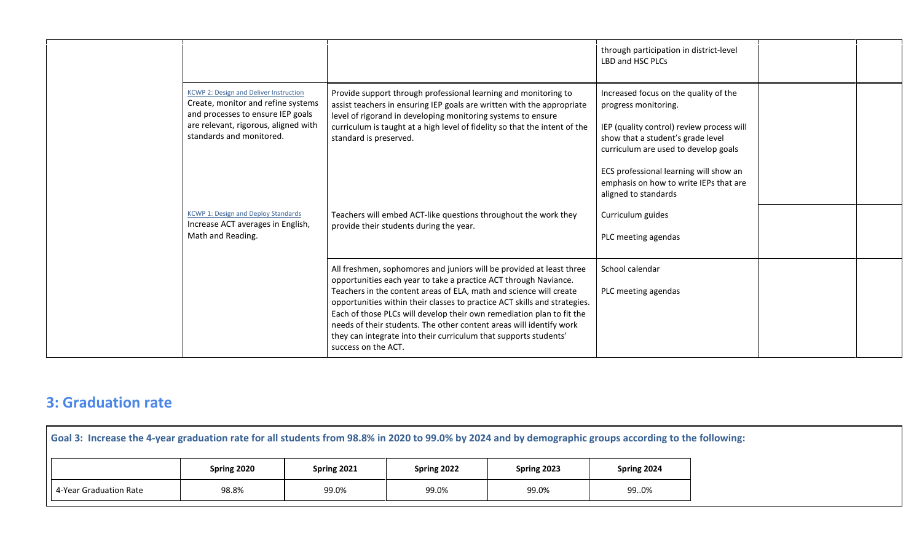| | | | | | |
|---|---|---|---|---|---|
| | | | through participation in district-level LBD and HSC PLCs | | |
| | KCWP 2: Design and Deliver Instruction<br>Create, monitor and refine systems and processes to ensure IEP goals are relevant, rigorous, aligned with standards and monitored. | Provide support through professional learning and monitoring to assist teachers in ensuring IEP goals are written with the appropriate level of rigorand in developing monitoring systems to ensure curriculum is taught at a high level of fidelity so that the intent of the standard is preserved. | Increased focus on the quality of the progress monitoring.<br><br>IEP (quality control) review process will show that a student's grade level curriculum are used to develop goals<br><br>ECS professional learning will show an emphasis on how to write IEPs that are aligned to standards | | |
| | KCWP 1: Design and Deploy Standards<br>Increase ACT averages in English, Math and Reading. | Teachers will embed ACT-like questions throughout the work they provide their students during the year. | Curriculum guides<br><br>PLC meeting agendas | | |
| | | All freshmen, sophomores and juniors will be provided at least three opportunities each year to take a practice ACT through Naviance. Teachers in the content areas of ELA, math and science will create opportunities within their classes to practice ACT skills and strategies. Each of those PLCs will develop their own remediation plan to fit the needs of their students. The other content areas will identify work they can integrate into their curriculum that supports students' success on the ACT. | School calendar<br><br>PLC meeting agendas | | |

## 3: Graduation rate

**Goal 3: Increase the 4-year graduation rate for all students from 98.8% in 2020 to 99.0% by 2024 and by demographic groups according to the following:**

| | Spring 2020 | Spring 2021 | Spring 2022 | Spring 2023 | Spring 2024 |
|---|---|---|---|---|---|
| 4-Year Graduation Rate | 98.8% | 99.0% | 99.0% | 99.0% | 99..0% |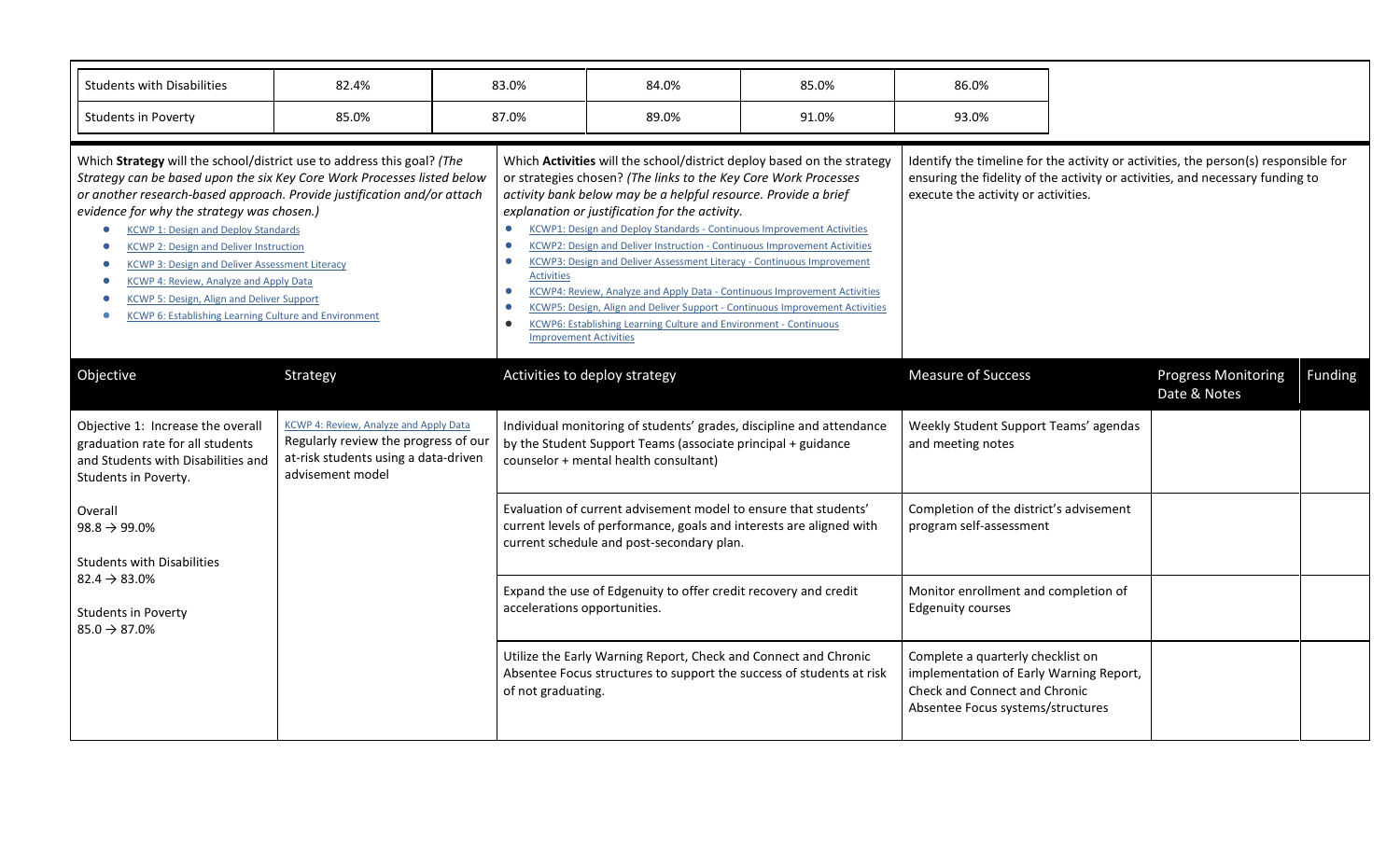| Students with Disabilities | 82.4% | 83.0% | 84.0% | 85.0% | 86.0% |
|---|---|---|---|---|---|
| Students in Poverty | 85.0% | 87.0% | 89.0% | 91.0% | 93.0% |

| Which **Strategy** will the school/district use to address this goal? *(The Strategy can be based upon the six Key Core Work Processes listed below or another research-based approach. Provide justification and/or attach evidence for why the strategy was chosen.)*<br>• KCWP 1: Design and Deploy Standards<br>• KCWP 2: Design and Deliver Instruction<br>• KCWP 3: Design and Deliver Assessment Literacy<br>• KCWP 4: Review, Analyze and Apply Data<br>• KCWP 5: Design, Align and Deliver Support<br>• KCWP 6: Establishing Learning Culture and Environment | | Which **Activities** will the school/district deploy based on the strategy or strategies chosen? *(The links to the Key Core Work Processes activity bank below may be a helpful resource. Provide a brief explanation or justification for the activity.*<br>• KCWP1: Design and Deploy Standards - Continuous Improvement Activities<br>• KCWP2: Design and Deliver Instruction - Continuous Improvement Activities<br>• KCWP3: Design and Deliver Assessment Literacy - Continuous Improvement Activities<br>• KCWP4: Review, Analyze and Apply Data - Continuous Improvement Activities<br>• KCWP5: Design, Align and Deliver Support - Continuous Improvement Activities<br>• KCWP6: Establishing Learning Culture and Environment - Continuous Improvement Activities | Identify the timeline for the activity or activities, the person(s) responsible for ensuring the fidelity of the activity or activities, and necessary funding to execute the activity or activities. | | |
|---|---|---|---|---|---|
| **Objective** | **Strategy** | **Activities to deploy strategy** | **Measure of Success** | **Progress Monitoring Date & Notes** | **Funding** |
| Objective 1: Increase the overall graduation rate for all students and Students with Disabilities and Students in Poverty.<br><br>Overall<br>98.8 → 99.0%<br><br>Students with Disabilities<br>82.4 → 83.0%<br><br>Students in Poverty<br>85.0 → 87.0% | KCWP 4: Review, Analyze and Apply Data<br>Regularly review the progress of our at-risk students using a data-driven advisement model | Individual monitoring of students' grades, discipline and attendance by the Student Support Teams (associate principal + guidance counselor + mental health consultant) | Weekly Student Support Teams' agendas and meeting notes | | |
| | | Evaluation of current advisement model to ensure that students' current levels of performance, goals and interests are aligned with current schedule and post-secondary plan. | Completion of the district's advisement program self-assessment | | |
| | | Expand the use of Edgenuity to offer credit recovery and credit accelerations opportunities. | Monitor enrollment and completion of Edgenuity courses | | |
| | | Utilize the Early Warning Report, Check and Connect and Chronic Absentee Focus structures to support the success of students at risk of not graduating. | Complete a quarterly checklist on implementation of Early Warning Report, Check and Connect and Chronic Absentee Focus systems/structures | | |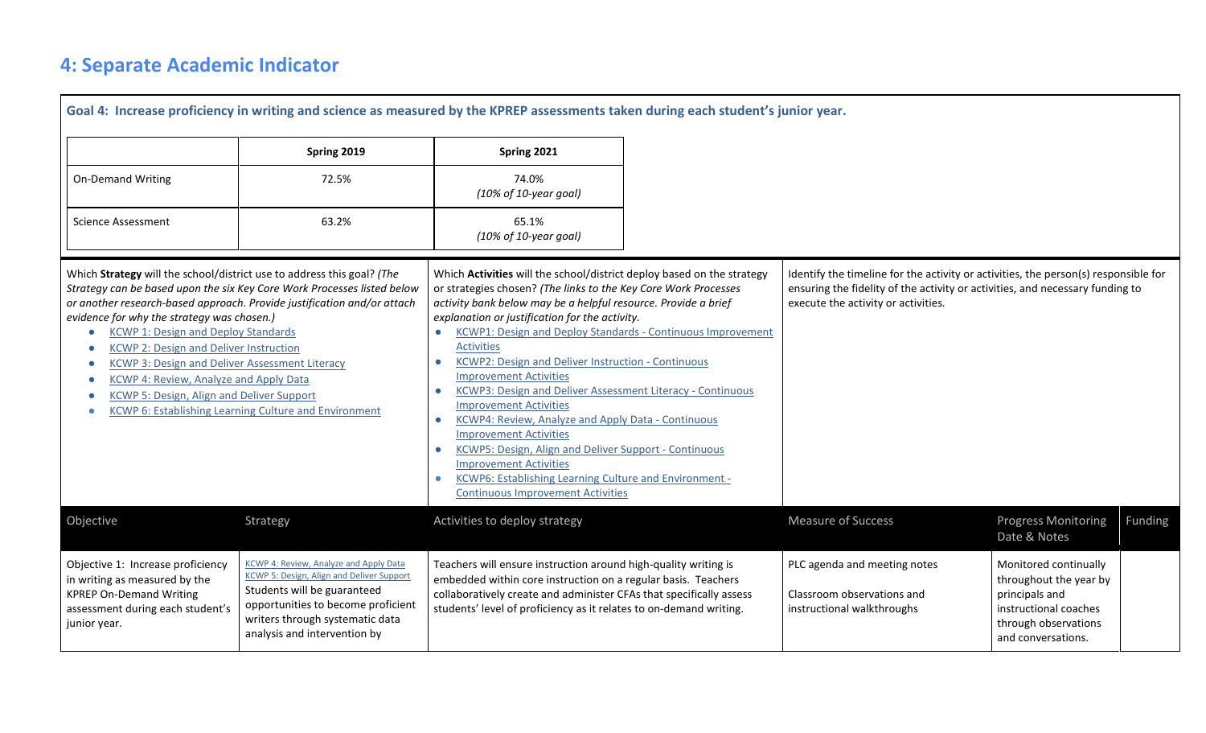## 4: Separate Academic Indicator

**Goal 4: Increase proficiency in writing and science as measured by the KPREP assessments taken during each student's junior year.**

| | Spring 2019 | Spring 2021 |
|---|---|---|
| On-Demand Writing | 72.5% | 74.0% *(10% of 10-year goal)* |
| Science Assessment | 63.2% | 65.1% *(10% of 10-year goal)* |

Which **Strategy** will the school/district use to address this goal? *(The Strategy can be based upon the six Key Core Work Processes listed below or another research-based approach. Provide justification and/or attach evidence for why the strategy was chosen.)*

- KCWP 1: Design and Deploy Standards
- KCWP 2: Design and Deliver Instruction
- KCWP 3: Design and Deliver Assessment Literacy
- KCWP 4: Review, Analyze and Apply Data
- KCWP 5: Design, Align and Deliver Support
- KCWP 6: Establishing Learning Culture and Environment

Which **Activities** will the school/district deploy based on the strategy or strategies chosen? *(The links to the Key Core Work Processes activity bank below may be a helpful resource. Provide a brief explanation or justification for the activity.*

- KCWP1: Design and Deploy Standards - Continuous Improvement Activities
- KCWP2: Design and Deliver Instruction - Continuous Improvement Activities
- KCWP3: Design and Deliver Assessment Literacy - Continuous Improvement Activities
- KCWP4: Review, Analyze and Apply Data - Continuous Improvement Activities
- KCWP5: Design, Align and Deliver Support - Continuous Improvement Activities
- KCWP6: Establishing Learning Culture and Environment - Continuous Improvement Activities

Identify the timeline for the activity or activities, the person(s) responsible for ensuring the fidelity of the activity or activities, and necessary funding to execute the activity or activities.

| Objective | Strategy | Activities to deploy strategy | Measure of Success | Progress Monitoring Date & Notes | Funding |
|---|---|---|---|---|---|
| Objective 1: Increase proficiency in writing as measured by the KPREP On-Demand Writing assessment during each student's junior year. | KCWP 4: Review, Analyze and Apply Data<br>KCWP 5: Design, Align and Deliver Support<br>Students will be guaranteed opportunities to become proficient writers through systematic data analysis and intervention by | Teachers will ensure instruction around high-quality writing is embedded within core instruction on a regular basis. Teachers collaboratively create and administer CFAs that specifically assess students' level of proficiency as it relates to on-demand writing. | PLC agenda and meeting notes<br><br>Classroom observations and instructional walkthroughs | Monitored continually throughout the year by principals and instructional coaches through observations and conversations. | |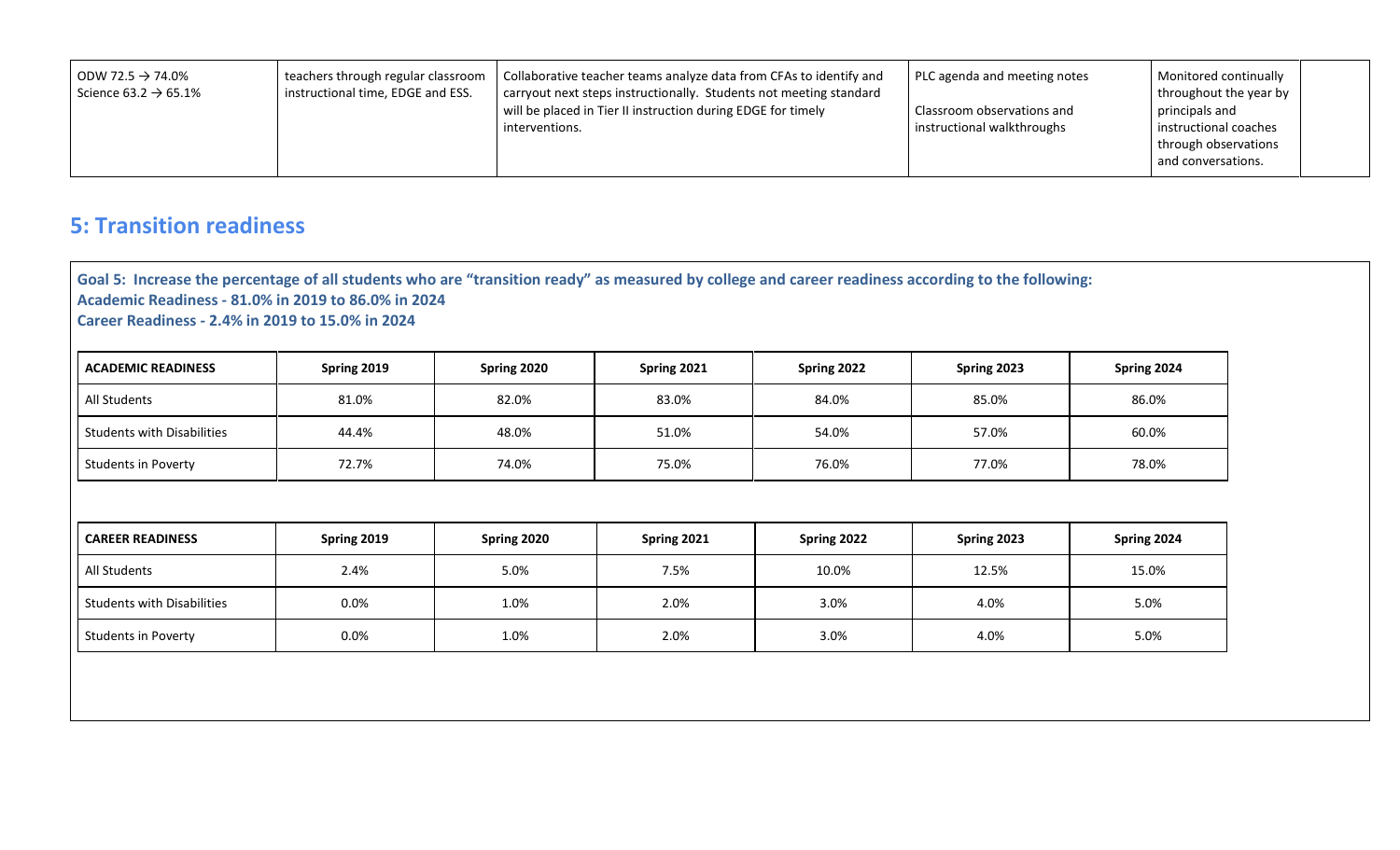| | | | | | |
|---|---|---|---|---|---|
| ODW 72.5 → 74.0%<br>Science 63.2 → 65.1% | teachers through regular classroom instructional time, EDGE and ESS. | Collaborative teacher teams analyze data from CFAs to identify and carryout next steps instructionally. Students not meeting standard will be placed in Tier II instruction during EDGE for timely interventions. | PLC agenda and meeting notes<br><br>Classroom observations and instructional walkthroughs | Monitored continually throughout the year by principals and instructional coaches through observations and conversations. | |

## 5: Transition readiness

**Goal 5: Increase the percentage of all students who are "transition ready" as measured by college and career readiness according to the following:**
**Academic Readiness - 81.0% in 2019 to 86.0% in 2024**
**Career Readiness - 2.4% in 2019 to 15.0% in 2024**

| ACADEMIC READINESS | Spring 2019 | Spring 2020 | Spring 2021 | Spring 2022 | Spring 2023 | Spring 2024 |
|---|---|---|---|---|---|---|
| All Students | 81.0% | 82.0% | 83.0% | 84.0% | 85.0% | 86.0% |
| Students with Disabilities | 44.4% | 48.0% | 51.0% | 54.0% | 57.0% | 60.0% |
| Students in Poverty | 72.7% | 74.0% | 75.0% | 76.0% | 77.0% | 78.0% |

| CAREER READINESS | Spring 2019 | Spring 2020 | Spring 2021 | Spring 2022 | Spring 2023 | Spring 2024 |
|---|---|---|---|---|---|---|
| All Students | 2.4% | 5.0% | 7.5% | 10.0% | 12.5% | 15.0% |
| Students with Disabilities | 0.0% | 1.0% | 2.0% | 3.0% | 4.0% | 5.0% |
| Students in Poverty | 0.0% | 1.0% | 2.0% | 3.0% | 4.0% | 5.0% |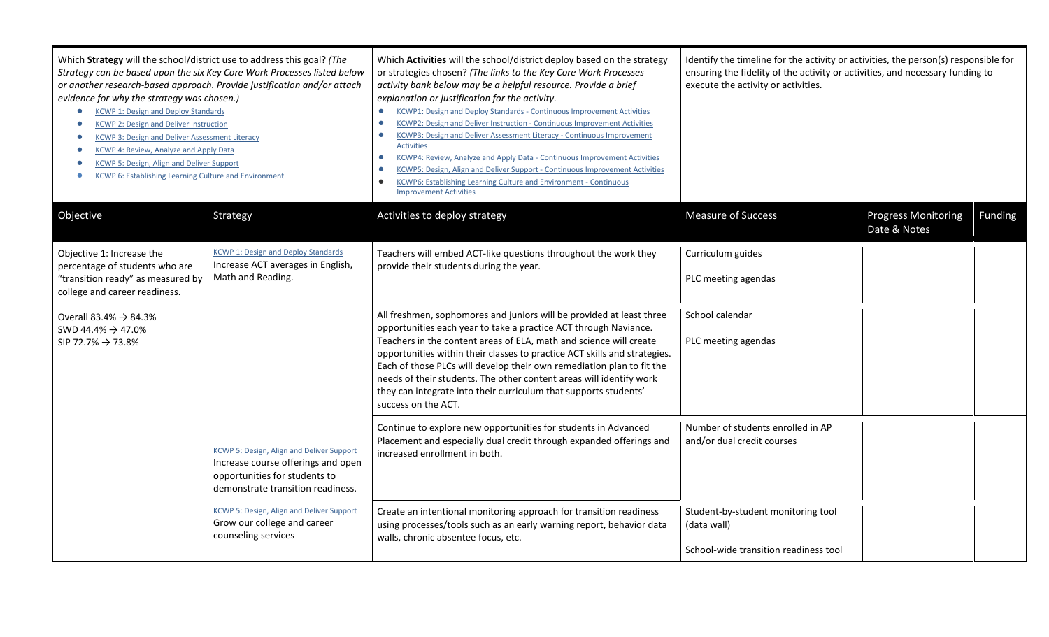| Which **Strategy** will the school/district use to address this goal? *(The Strategy can be based upon the six Key Core Work Processes listed below or another research-based approach. Provide justification and/or attach evidence for why the strategy was chosen.)*<br>• KCWP 1: Design and Deploy Standards<br>• KCWP 2: Design and Deliver Instruction<br>• KCWP 3: Design and Deliver Assessment Literacy<br>• KCWP 4: Review, Analyze and Apply Data<br>• KCWP 5: Design, Align and Deliver Support<br>• KCWP 6: Establishing Learning Culture and Environment | | Which **Activities** will the school/district deploy based on the strategy or strategies chosen? *(The links to the Key Core Work Processes activity bank below may be a helpful resource. Provide a brief explanation or justification for the activity.*<br>• KCWP1: Design and Deploy Standards - Continuous Improvement Activities<br>• KCWP2: Design and Deliver Instruction - Continuous Improvement Activities<br>• KCWP3: Design and Deliver Assessment Literacy - Continuous Improvement Activities<br>• KCWP4: Review, Analyze and Apply Data - Continuous Improvement Activities<br>• KCWP5: Design, Align and Deliver Support - Continuous Improvement Activities<br>• KCWP6: Establishing Learning Culture and Environment - Continuous Improvement Activities | Identify the timeline for the activity or activities, the person(s) responsible for ensuring the fidelity of the activity or activities, and necessary funding to execute the activity or activities. | | |
|---|---|---|---|---|---|
| **Objective** | **Strategy** | **Activities to deploy strategy** | **Measure of Success** | **Progress Monitoring Date & Notes** | **Funding** |
| Objective 1: Increase the percentage of students who are "transition ready" as measured by college and career readiness.<br><br>Overall 83.4% → 84.3%<br>SWD 44.4% → 47.0%<br>SIP 72.7% → 73.8% | KCWP 1: Design and Deploy Standards<br>Increase ACT averages in English, Math and Reading. | Teachers will embed ACT-like questions throughout the work they provide their students during the year. | Curriculum guides<br><br>PLC meeting agendas | | |
| | | All freshmen, sophomores and juniors will be provided at least three opportunities each year to take a practice ACT through Naviance. Teachers in the content areas of ELA, math and science will create opportunities within their classes to practice ACT skills and strategies. Each of those PLCs will develop their own remediation plan to fit the needs of their students. The other content areas will identify work they can integrate into their curriculum that supports students' success on the ACT. | School calendar<br><br>PLC meeting agendas | | |
| | KCWP 5: Design, Align and Deliver Support<br>Increase course offerings and open opportunities for students to demonstrate transition readiness. | Continue to explore new opportunities for students in Advanced Placement and especially dual credit through expanded offerings and increased enrollment in both. | Number of students enrolled in AP and/or dual credit courses | | |
| | KCWP 5: Design, Align and Deliver Support<br>Grow our college and career counseling services | Create an intentional monitoring approach for transition readiness using processes/tools such as an early warning report, behavior data walls, chronic absentee focus, etc. | Student-by-student monitoring tool (data wall)<br><br>School-wide transition readiness tool | | |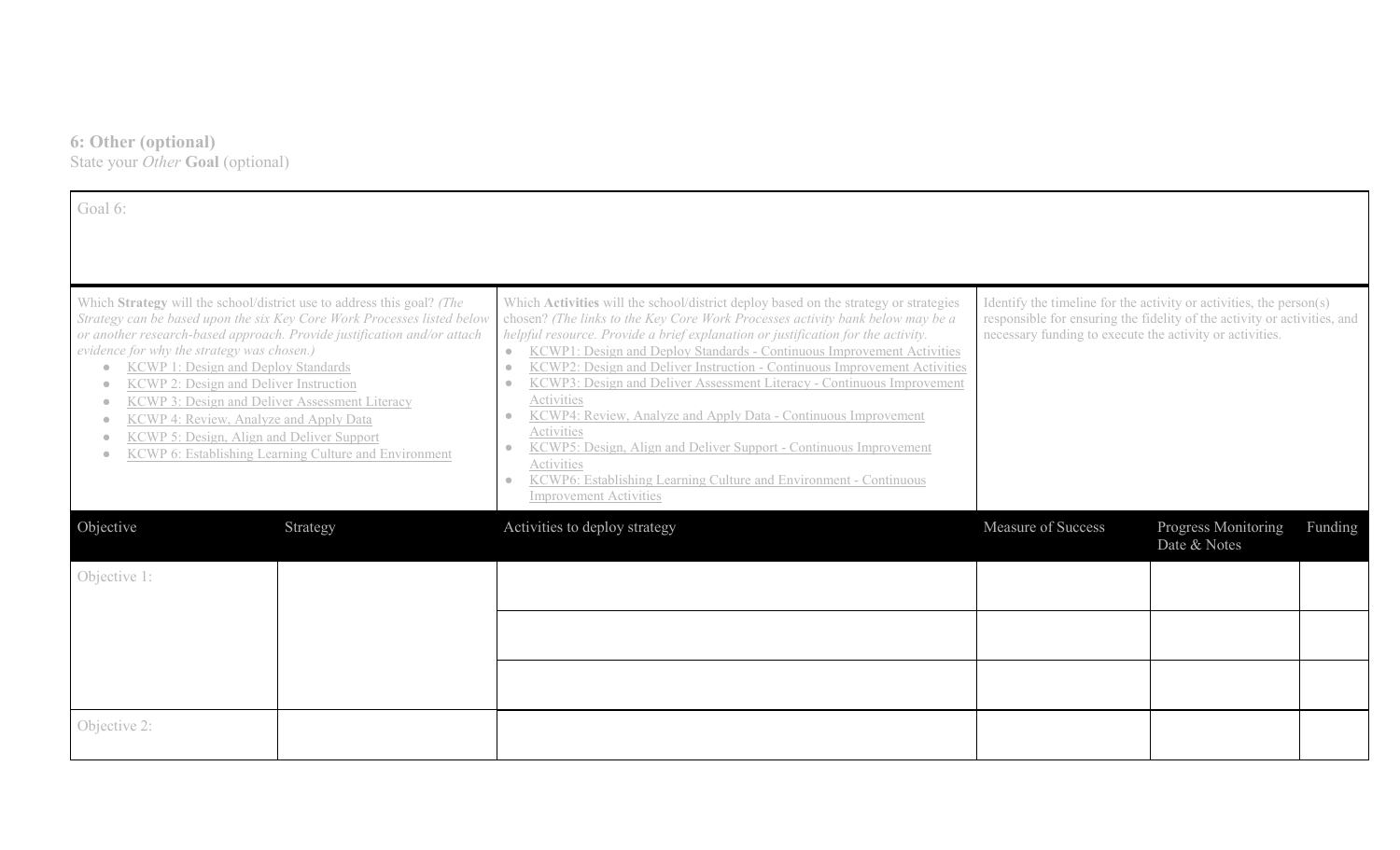## 6: Other (optional)

State your *Other* **Goal** (optional)

| Goal 6: | | |
|---|---|---|
| Which **Strategy** will the school/district use to address this goal? *(The Strategy can be based upon the six Key Core Work Processes listed below or another research-based approach. Provide justification and/or attach evidence for why the strategy was chosen.)*<br>• KCWP 1: Design and Deploy Standards<br>• KCWP 2: Design and Deliver Instruction<br>• KCWP 3: Design and Deliver Assessment Literacy<br>• KCWP 4: Review, Analyze and Apply Data<br>• KCWP 5: Design, Align and Deliver Support<br>• KCWP 6: Establishing Learning Culture and Environment | Which **Activities** will the school/district deploy based on the strategy or strategies chosen? *(The links to the Key Core Work Processes activity bank below may be a helpful resource. Provide a brief explanation or justification for the activity.*<br>• KCWP1: Design and Deploy Standards - Continuous Improvement Activities<br>• KCWP2: Design and Deliver Instruction - Continuous Improvement Activities<br>• KCWP3: Design and Deliver Assessment Literacy - Continuous Improvement Activities<br>• KCWP4: Review, Analyze and Apply Data - Continuous Improvement Activities<br>• KCWP5: Design, Align and Deliver Support - Continuous Improvement Activities<br>• KCWP6: Establishing Learning Culture and Environment - Continuous Improvement Activities | Identify the timeline for the activity or activities, the person(s) responsible for ensuring the fidelity of the activity or activities, and necessary funding to execute the activity or activities. |

| Objective | Strategy | Activities to deploy strategy | Measure of Success | Progress Monitoring Date & Notes | Funding |
|---|---|---|---|---|---|
| Objective 1: | | | | | |
| | | | | | |
| | | | | | |
| Objective 2: | | | | | |